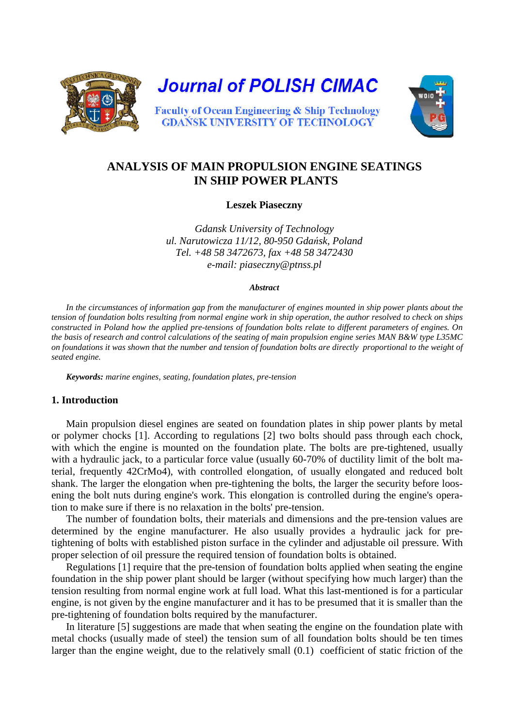Journal of POLISH CIMAC

Faculty of Ocean Engineering & Ship Technology
GDAŃSK UNIVERSITY OF TECHNOLOGY

# ANALYSIS OF MAIN PROPULSION ENGINE SEATINGS IN SHIP POWER PLANTS

**Leszek Piaseczny**

*Gdansk University of Technology*
*ul. Narutowicza 11/12, 80-950 Gdańsk, Poland*
*Tel. +48 58 3472673, fax +48 58 3472430*
*e-mail: piaseczny@ptnss.pl*

***Abstract***

*In the circumstances of information gap from the manufacturer of engines mounted in ship power plants about the tension of foundation bolts resulting from normal engine work in ship operation, the author resolved to check on ships constructed in Poland how the applied pre-tensions of foundation bolts relate to different parameters of engines. On the basis of research and control calculations of the seating of main propulsion engine series MAN B&W type L35MC on foundations it was shown that the number and tension of foundation bolts are directly proportional to the weight of seated engine.*

***Keywords:*** *marine engines, seating, foundation plates, pre-tension*

## 1. Introduction

Main propulsion diesel engines are seated on foundation plates in ship power plants by metal or polymer chocks [1]. According to regulations [2] two bolts should pass through each chock, with which the engine is mounted on the foundation plate. The bolts are pre-tightened, usually with a hydraulic jack, to a particular force value (usually 60-70% of ductility limit of the bolt material, frequently 42CrMo4), with controlled elongation, of usually elongated and reduced bolt shank. The larger the elongation when pre-tightening the bolts, the larger the security before loosening the bolt nuts during engine's work. This elongation is controlled during the engine's operation to make sure if there is no relaxation in the bolts' pre-tension.

The number of foundation bolts, their materials and dimensions and the pre-tension values are determined by the engine manufacturer. He also usually provides a hydraulic jack for pre-tightening of bolts with established piston surface in the cylinder and adjustable oil pressure. With proper selection of oil pressure the required tension of foundation bolts is obtained.

Regulations [1] require that the pre-tension of foundation bolts applied when seating the engine foundation in the ship power plant should be larger (without specifying how much larger) than the tension resulting from normal engine work at full load. What this last-mentioned is for a particular engine, is not given by the engine manufacturer and it has to be presumed that it is smaller than the pre-tightening of foundation bolts required by the manufacturer.

In literature [5] suggestions are made that when seating the engine on the foundation plate with metal chocks (usually made of steel) the tension sum of all foundation bolts should be ten times larger than the engine weight, due to the relatively small (0.1) coefficient of static friction of the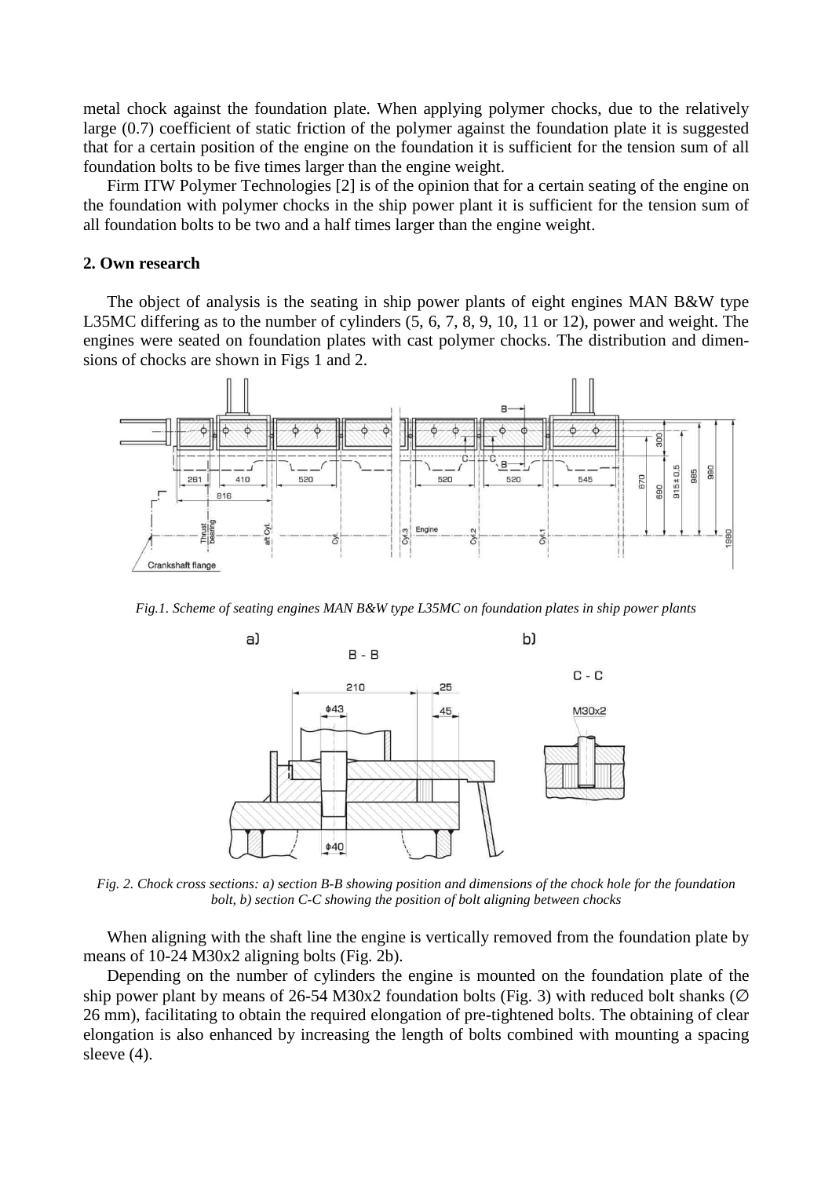metal chock against the foundation plate. When applying polymer chocks, due to the relatively large (0.7) coefficient of static friction of the polymer against the foundation plate it is suggested that for a certain position of the engine on the foundation it is sufficient for the tension sum of all foundation bolts to be five times larger than the engine weight.

Firm ITW Polymer Technologies [2] is of the opinion that for a certain seating of the engine on the foundation with polymer chocks in the ship power plant it is sufficient for the tension sum of all foundation bolts to be two and a half times larger than the engine weight.

## 2. Own research

The object of analysis is the seating in ship power plants of eight engines MAN B&W type L35MC differing as to the number of cylinders (5, 6, 7, 8, 9, 10, 11 or 12), power and weight. The engines were seated on foundation plates with cast polymer chocks. The distribution and dimensions of chocks are shown in Figs 1 and 2.

*Fig.1. Scheme of seating engines MAN B&W type L35MC on foundation plates in ship power plants*

*Fig. 2. Chock cross sections: a) section B-B showing position and dimensions of the chock hole for the foundation bolt, b) section C-C showing the position of bolt aligning between chocks*

When aligning with the shaft line the engine is vertically removed from the foundation plate by means of 10-24 M30x2 aligning bolts (Fig. 2b).

Depending on the number of cylinders the engine is mounted on the foundation plate of the ship power plant by means of 26-54 M30x2 foundation bolts (Fig. 3) with reduced bolt shanks (∅ 26 mm), facilitating to obtain the required elongation of pre-tightened bolts. The obtaining of clear elongation is also enhanced by increasing the length of bolts combined with mounting a spacing sleeve (4).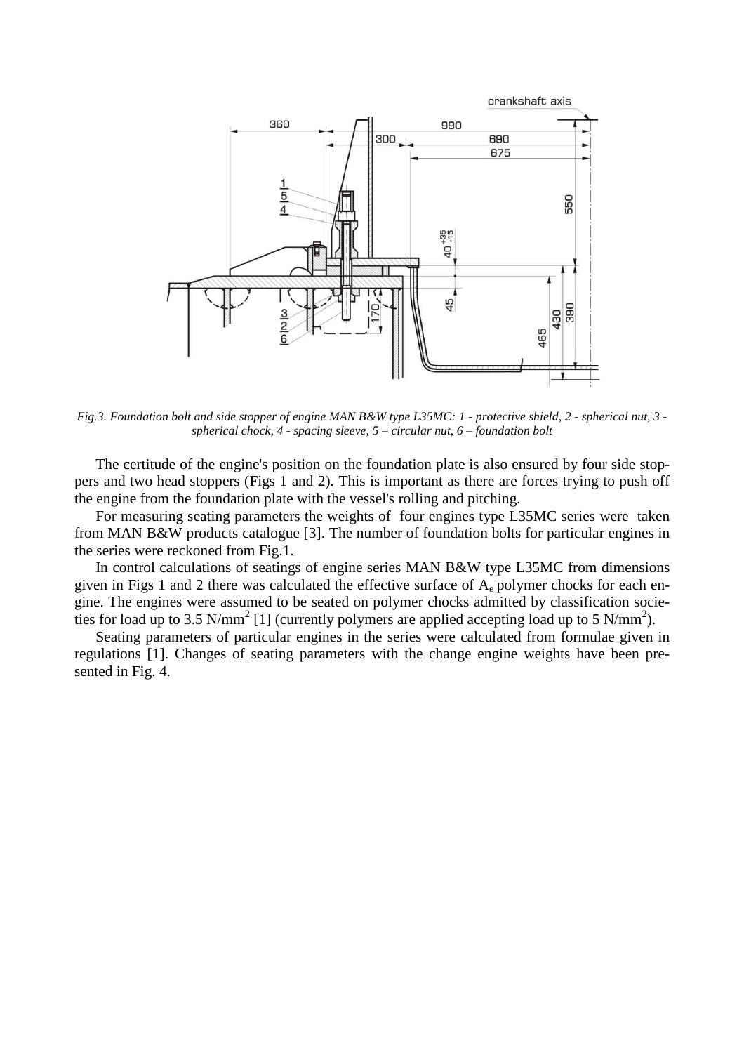*Fig.3. Foundation bolt and side stopper of engine MAN B&W type L35MC: 1 - protective shield, 2 - spherical nut, 3 - spherical chock, 4 - spacing sleeve, 5 – circular nut, 6 – foundation bolt*

The certitude of the engine's position on the foundation plate is also ensured by four side stoppers and two head stoppers (Figs 1 and 2). This is important as there are forces trying to push off the engine from the foundation plate with the vessel's rolling and pitching.

For measuring seating parameters the weights of four engines type L35MC series were taken from MAN B&W products catalogue [3]. The number of foundation bolts for particular engines in the series were reckoned from Fig.1.

In control calculations of seatings of engine series MAN B&W type L35MC from dimensions given in Figs 1 and 2 there was calculated the effective surface of $A_e$ polymer chocks for each engine. The engines were assumed to be seated on polymer chocks admitted by classification societies for load up to 3.5 $N/mm^2$ [1] (currently polymers are applied accepting load up to 5 $N/mm^2$).

Seating parameters of particular engines in the series were calculated from formulae given in regulations [1]. Changes of seating parameters with the change engine weights have been presented in Fig. 4.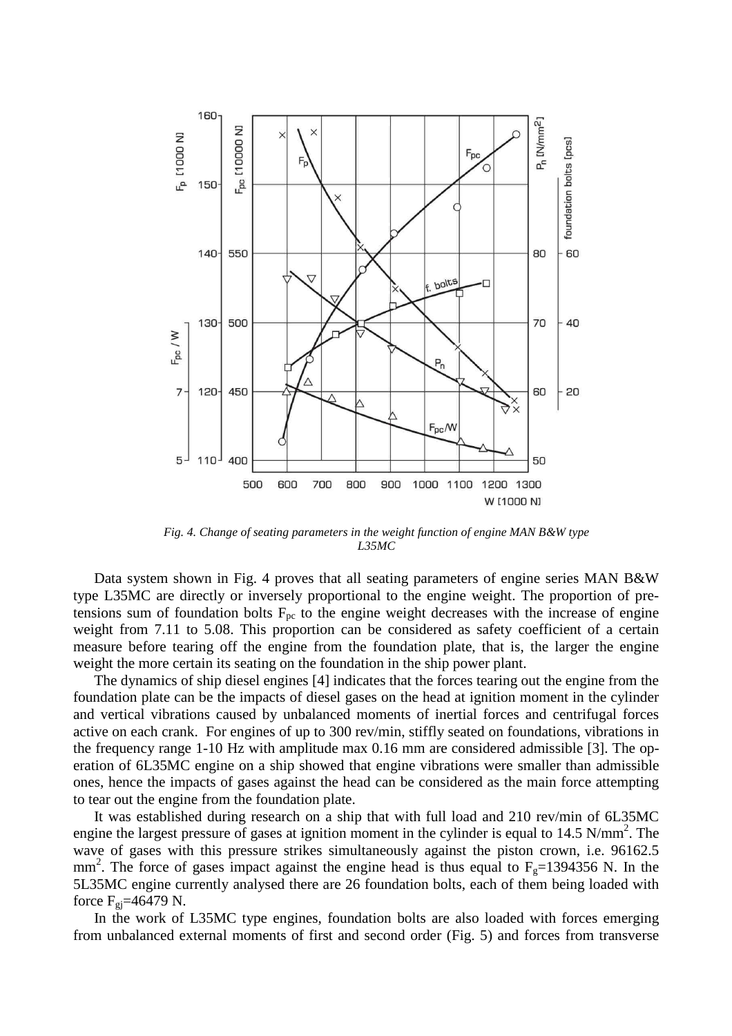*Fig. 4. Change of seating parameters in the weight function of engine MAN B&W type L35MC*

Data system shown in Fig. 4 proves that all seating parameters of engine series MAN B&W type L35MC are directly or inversely proportional to the engine weight. The proportion of pre-tensions sum of foundation bolts $F_{pc}$ to the engine weight decreases with the increase of engine weight from 7.11 to 5.08. This proportion can be considered as safety coefficient of a certain measure before tearing off the engine from the foundation plate, that is, the larger the engine weight the more certain its seating on the foundation in the ship power plant.

The dynamics of ship diesel engines [4] indicates that the forces tearing out the engine from the foundation plate can be the impacts of diesel gases on the head at ignition moment in the cylinder and vertical vibrations caused by unbalanced moments of inertial forces and centrifugal forces active on each crank. For engines of up to 300 rev/min, stiffly seated on foundations, vibrations in the frequency range 1-10 Hz with amplitude max 0.16 mm are considered admissible [3]. The operation of 6L35MC engine on a ship showed that engine vibrations were smaller than admissible ones, hence the impacts of gases against the head can be considered as the main force attempting to tear out the engine from the foundation plate.

It was established during research on a ship that with full load and 210 rev/min of 6L35MC engine the largest pressure of gases at ignition moment in the cylinder is equal to 14.5 N/mm$^2$. The wave of gases with this pressure strikes simultaneously against the piston crown, i.e. 96162.5 mm$^2$. The force of gases impact against the engine head is thus equal to $F_g$=1394356 N. In the 5L35MC engine currently analysed there are 26 foundation bolts, each of them being loaded with force $F_{gj}$=46479 N.

In the work of L35MC type engines, foundation bolts are also loaded with forces emerging from unbalanced external moments of first and second order (Fig. 5) and forces from transverse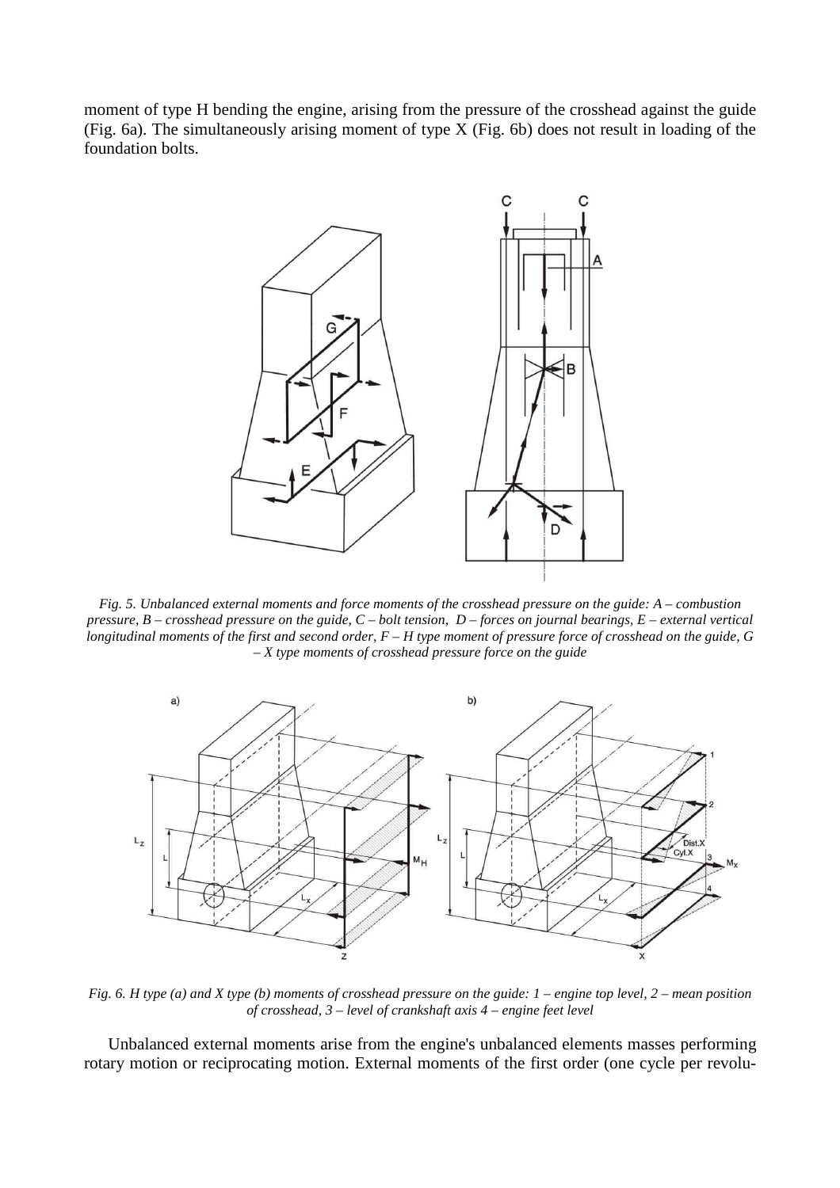moment of type H bending the engine, arising from the pressure of the crosshead against the guide (Fig. 6a). The simultaneously arising moment of type X (Fig. 6b) does not result in loading of the foundation bolts.

*Fig. 5. Unbalanced external moments and force moments of the crosshead pressure on the guide: A – combustion pressure, B – crosshead pressure on the guide, C – bolt tension, D – forces on journal bearings, E – external vertical longitudinal moments of the first and second order, F – H type moment of pressure force of crosshead on the guide, G – X type moments of crosshead pressure force on the guide*

*Fig. 6. H type (a) and X type (b) moments of crosshead pressure on the guide: 1 – engine top level, 2 – mean position of crosshead, 3 – level of crankshaft axis 4 – engine feet level*

Unbalanced external moments arise from the engine's unbalanced elements masses performing rotary motion or reciprocating motion. External moments of the first order (one cycle per revolu-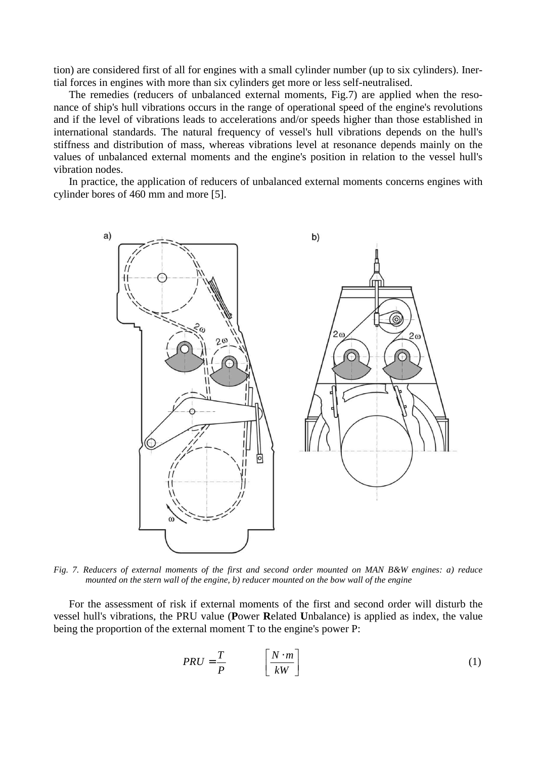tion) are considered first of all for engines with a small cylinder number (up to six cylinders). Inertial forces in engines with more than six cylinders get more or less self-neutralised.

The remedies (reducers of unbalanced external moments, Fig.7) are applied when the resonance of ship's hull vibrations occurs in the range of operational speed of the engine's revolutions and if the level of vibrations leads to accelerations and/or speeds higher than those established in international standards. The natural frequency of vessel's hull vibrations depends on the hull's stiffness and distribution of mass, whereas vibrations level at resonance depends mainly on the values of unbalanced external moments and the engine's position in relation to the vessel hull's vibration nodes.

In practice, the application of reducers of unbalanced external moments concerns engines with cylinder bores of 460 mm and more [5].

*Fig. 7. Reducers of external moments of the first and second order mounted on MAN B&W engines: a) reduce mounted on the stern wall of the engine, b) reducer mounted on the bow wall of the engine*

For the assessment of risk if external moments of the first and second order will disturb the vessel hull's vibrations, the PRU value (**P**ower **R**elated **U**nbalance) is applied as index, the value being the proportion of the external moment T to the engine's power P:

$$PRU = \frac{T}{P} \qquad \left[\frac{N \cdot m}{kW}\right] \tag{1}$$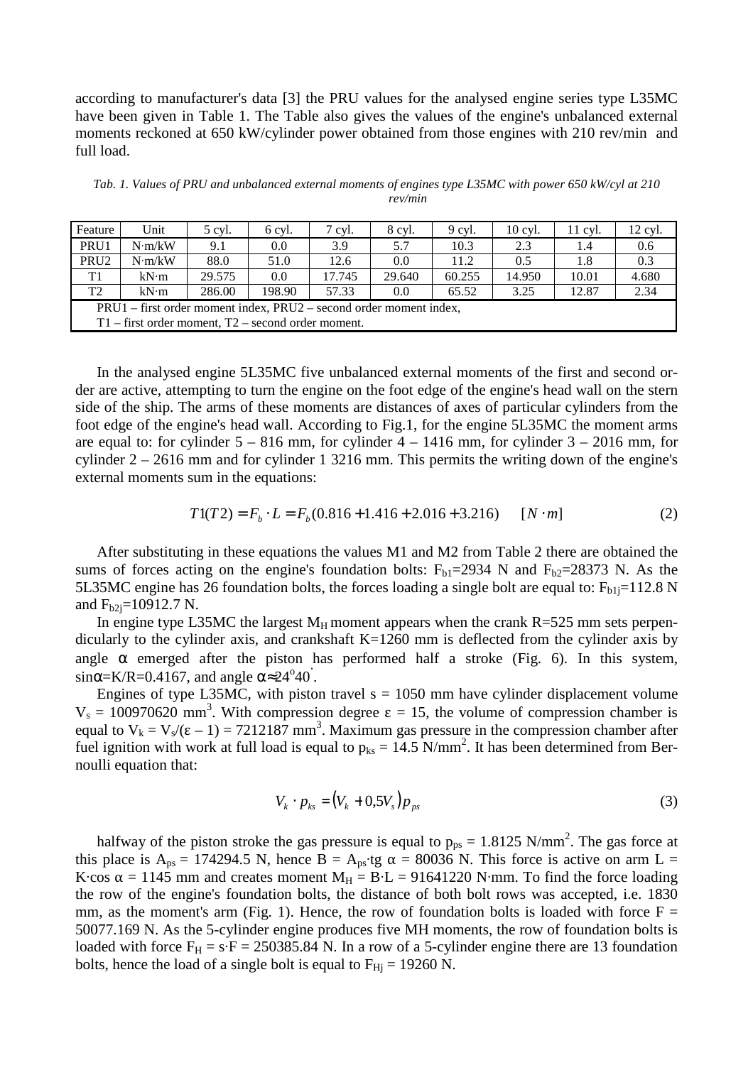according to manufacturer's data [3] the PRU values for the analysed engine series type L35MC have been given in Table 1. The Table also gives the values of the engine's unbalanced external moments reckoned at 650 kW/cylinder power obtained from those engines with 210 rev/min and full load.

*Tab. 1. Values of PRU and unbalanced external moments of engines type L35MC with power 650 kW/cyl at 210 rev/min*

| Feature | Unit | 5 cyl. | 6 cyl. | 7 cyl. | 8 cyl. | 9 cyl. | 10 cyl. | 11 cyl. | 12 cyl. |
|---|---|---|---|---|---|---|---|---|---|
| PRU1 | N·m/kW | 9.1 | 0.0 | 3.9 | 5.7 | 10.3 | 2.3 | 1.4 | 0.6 |
| PRU2 | N·m/kW | 88.0 | 51.0 | 12.6 | 0.0 | 11.2 | 0.5 | 1.8 | 0.3 |
| T1 | kN·m | 29.575 | 0.0 | 17.745 | 29.640 | 60.255 | 14.950 | 10.01 | 4.680 |
| T2 | kN·m | 286.00 | 198.90 | 57.33 | 0.0 | 65.52 | 3.25 | 12.87 | 2.34 |
| PRU1 – first order moment index, PRU2 – second order moment index, T1 – first order moment, T2 – second order moment. | | | | | | | | | |

In the analysed engine 5L35MC five unbalanced external moments of the first and second order are active, attempting to turn the engine on the foot edge of the engine's head wall on the stern side of the ship. The arms of these moments are distances of axes of particular cylinders from the foot edge of the engine's head wall. According to Fig.1, for the engine 5L35MC the moment arms are equal to: for cylinder 5 – 816 mm, for cylinder 4 – 1416 mm, for cylinder 3 – 2016 mm, for cylinder 2 – 2616 mm and for cylinder 1 3216 mm. This permits the writing down of the engine's external moments sum in the equations:

$$T1(T2) = F_b \cdot L = F_b(0.816 + 1.416 + 2.016 + 3.216) \qquad [N \cdot m] \tag{2}$$

After substituting in these equations the values M1 and M2 from Table 2 there are obtained the sums of forces acting on the engine's foundation bolts: $F_{b1}$=2934 N and $F_{b2}$=28373 N. As the 5L35MC engine has 26 foundation bolts, the forces loading a single bolt are equal to: $F_{b1j}$=112.8 N and $F_{b2j}$=10912.7 N.

In engine type L35MC the largest $M_H$ moment appears when the crank R=525 mm sets perpendicularly to the cylinder axis, and crankshaft K=1260 mm is deflected from the cylinder axis by angle $\alpha$ emerged after the piston has performed half a stroke (Fig. 6). In this system, $\sin\alpha = K/R = 0.4167$, and angle $\alpha \approx 24^o40'$.

Engines of type L35MC, with piston travel s = 1050 mm have cylinder displacement volume $V_s$ = 100970620 mm$^3$. With compression degree $\varepsilon$ = 15, the volume of compression chamber is equal to $V_k = V_s/(\varepsilon - 1)$ = 7212187 mm$^3$. Maximum gas pressure in the compression chamber after fuel ignition with work at full load is equal to $p_{ks}$ = 14.5 N/mm$^2$. It has been determined from Bernoulli equation that:

$$V_k \cdot p_{ks} = \left(V_k + 0{,}5V_s\right)p_{ps} \tag{3}$$

halfway of the piston stroke the gas pressure is equal to $p_{ps}$ = 1.8125 N/mm$^2$. The gas force at this place is $A_{ps}$ = 174294.5 N, hence $B = A_{ps}\cdot \mathrm{tg}\,\alpha$ = 80036 N. This force is active on arm $L = K\cdot\cos\alpha$ = 1145 mm and creates moment $M_H = B\cdot L$ = 91641220 N·mm. To find the force loading the row of the engine's foundation bolts, the distance of both bolt rows was accepted, i.e. 1830 mm, as the moment's arm (Fig. 1). Hence, the row of foundation bolts is loaded with force F = 50077.169 N. As the 5-cylinder engine produces five MH moments, the row of foundation bolts is loaded with force $F_H = s\cdot F$ = 250385.84 N. In a row of a 5-cylinder engine there are 13 foundation bolts, hence the load of a single bolt is equal to $F_{Hj}$ = 19260 N.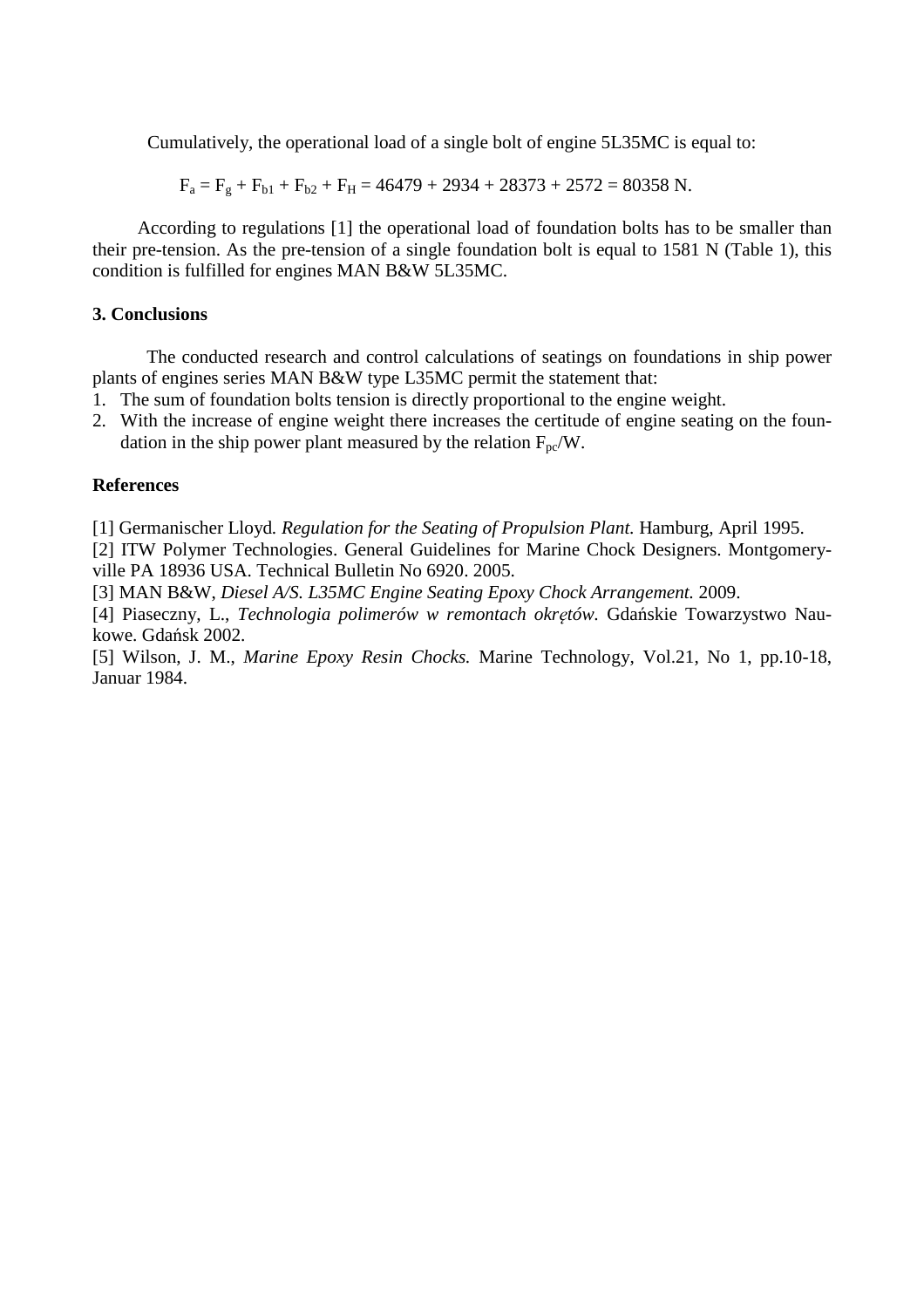Cumulatively, the operational load of a single bolt of engine 5L35MC is equal to:

$$F_a = F_g + F_{b1} + F_{b2} + F_H = 46479 + 2934 + 28373 + 2572 = 80358 \text{ N}.$$

According to regulations [1] the operational load of foundation bolts has to be smaller than their pre-tension. As the pre-tension of a single foundation bolt is equal to 1581 N (Table 1), this condition is fulfilled for engines MAN B&W 5L35MC.

## 3. Conclusions

The conducted research and control calculations of seatings on foundations in ship power plants of engines series MAN B&W type L35MC permit the statement that:

1. The sum of foundation bolts tension is directly proportional to the engine weight.
2. With the increase of engine weight there increases the certitude of engine seating on the foundation in the ship power plant measured by the relation $F_{pc}/W$.

## References

[1] Germanischer Lloyd. *Regulation for the Seating of Propulsion Plant.* Hamburg, April 1995.

[2] ITW Polymer Technologies. General Guidelines for Marine Chock Designers. Montgomeryville PA 18936 USA. Technical Bulletin No 6920. 2005.

[3] MAN B&W, *Diesel A/S. L35MC Engine Seating Epoxy Chock Arrangement.* 2009.

[4] Piaseczny, L., *Technologia polimerów w remontach okrętów.* Gdańskie Towarzystwo Naukowe. Gdańsk 2002.

[5] Wilson, J. M., *Marine Epoxy Resin Chocks.* Marine Technology, Vol.21, No 1, pp.10-18, Januar 1984.